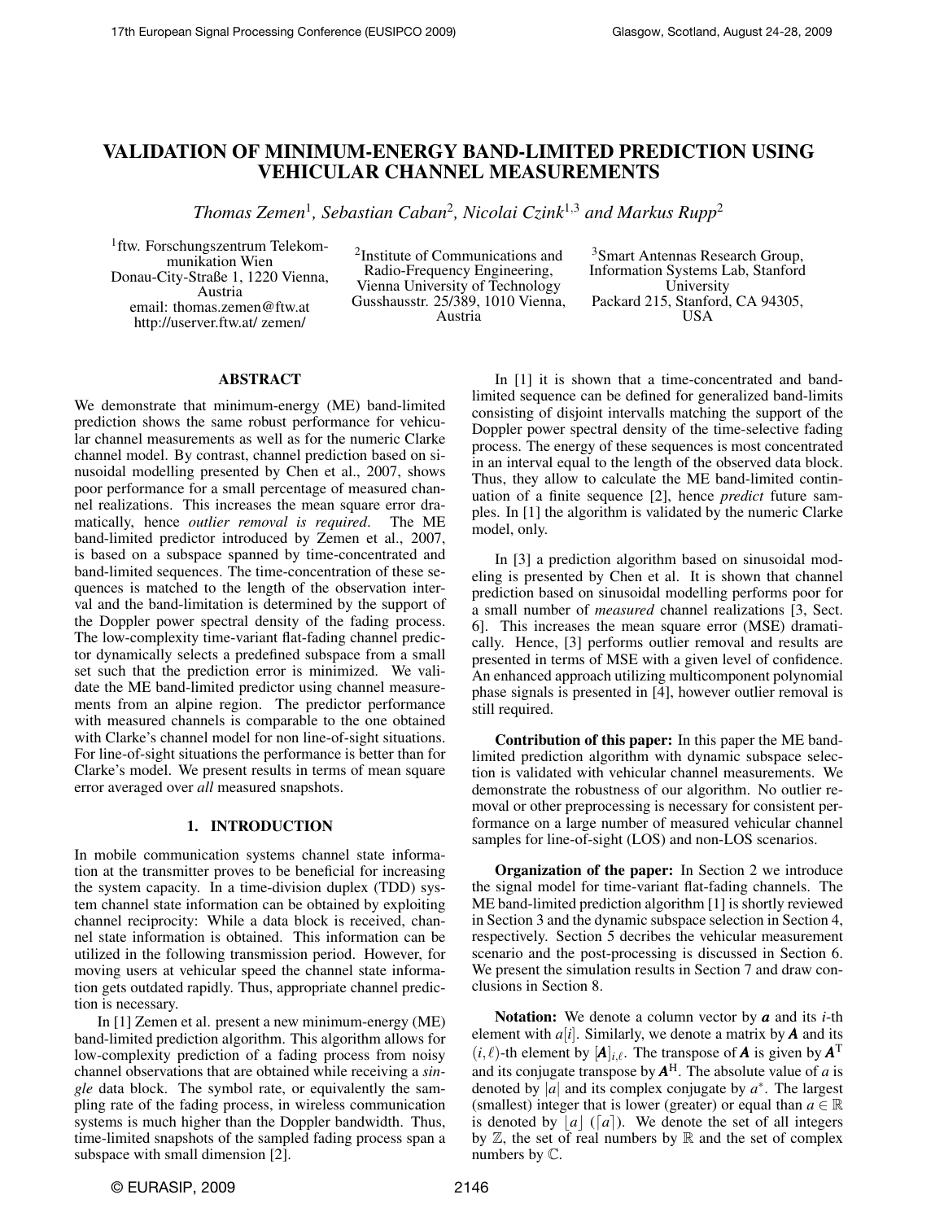# VALIDATION OF MINIMUM-ENERGY BAND-LIMITED PREDICTION USING VEHICULAR CHANNEL MEASUREMENTS

*Thomas Zemen*[1], *Sebastian Caban*[2], *Nicolai Czink*[1,3] *and Markus Rupp*[2]

[1]ftw. Forschungszentrum Telekommunikation Wien
Donau-City-Straße 1, 1220 Vienna, Austria
email: thomas.zemen@ftw.at
http://userver.ftw.at/ zemen/

[2]Institute of Communications and Radio-Frequency Engineering, Vienna University of Technology
Gusshausstr. 25/389, 1010 Vienna, Austria

[3]Smart Antennas Research Group, Information Systems Lab, Stanford University
Packard 215, Stanford, CA 94305, USA

## ABSTRACT

We demonstrate that minimum-energy (ME) band-limited prediction shows the same robust performance for vehicular channel measurements as well as for the numeric Clarke channel model. By contrast, channel prediction based on sinusoidal modelling presented by Chen et al., 2007, shows poor performance for a small percentage of measured channel realizations. This increases the mean square error dramatically, hence *outlier removal is required*. The ME band-limited predictor introduced by Zemen et al., 2007, is based on a subspace spanned by time-concentrated and band-limited sequences. The time-concentration of these sequences is matched to the length of the observation interval and the band-limitation is determined by the support of the Doppler power spectral density of the fading process. The low-complexity time-variant flat-fading channel predictor dynamically selects a predefined subspace from a small set such that the prediction error is minimized. We validate the ME band-limited predictor using channel measurements from an alpine region. The predictor performance with measured channels is comparable to the one obtained with Clarke's channel model for non line-of-sight situations. For line-of-sight situations the performance is better than for Clarke's model. We present results in terms of mean square error averaged over *all* measured snapshots.

## 1. INTRODUCTION

In mobile communication systems channel state information at the transmitter proves to be beneficial for increasing the system capacity. In a time-division duplex (TDD) system channel state information can be obtained by exploiting channel reciprocity: While a data block is received, channel state information is obtained. This information can be utilized in the following transmission period. However, for moving users at vehicular speed the channel state information gets outdated rapidly. Thus, appropriate channel prediction is necessary.

In [1] Zemen et al. present a new minimum-energy (ME) band-limited prediction algorithm. This algorithm allows for low-complexity prediction of a fading process from noisy channel observations that are obtained while receiving a *single* data block. The symbol rate, or equivalently the sampling rate of the fading process, in wireless communication systems is much higher than the Doppler bandwidth. Thus, time-limited snapshots of the sampled fading process span a subspace with small dimension [2].

In [1] it is shown that a time-concentrated and band-limited sequence can be defined for generalized band-limits consisting of disjoint intervalls matching the support of the Doppler power spectral density of the time-selective fading process. The energy of these sequences is most concentrated in an interval equal to the length of the observed data block. Thus, they allow to calculate the ME band-limited continuation of a finite sequence [2], hence *predict* future samples. In [1] the algorithm is validated by the numeric Clarke model, only.

In [3] a prediction algorithm based on sinusoidal modeling is presented by Chen et al. It is shown that channel prediction based on sinusoidal modelling performs poor for a small number of *measured* channel realizations [3, Sect. 6]. This increases the mean square error (MSE) dramatically. Hence, [3] performs outlier removal and results are presented in terms of MSE with a given level of confidence. An enhanced approach utilizing multicomponent polynomial phase signals is presented in [4], however outlier removal is still required.

**Contribution of this paper:** In this paper the ME band-limited prediction algorithm with dynamic subspace selection is validated with vehicular channel measurements. We demonstrate the robustness of our algorithm. No outlier removal or other preprocessing is necessary for consistent performance on a large number of measured vehicular channel samples for line-of-sight (LOS) and non-LOS scenarios.

**Organization of the paper:** In Section 2 we introduce the signal model for time-variant flat-fading channels. The ME band-limited prediction algorithm [1] is shortly reviewed in Section 3 and the dynamic subspace selection in Section 4, respectively. Section 5 decribes the vehicular measurement scenario and the post-processing is discussed in Section 6. We present the simulation results in Section 7 and draw conclusions in Section 8.

**Notation:** We denote a column vector by $\boldsymbol{a}$ and its $i$-th element with $a[i]$. Similarly, we denote a matrix by $\boldsymbol{A}$ and its $(i,\ell)$-th element by $[\boldsymbol{A}]_{i,\ell}$. The transpose of $\boldsymbol{A}$ is given by $\boldsymbol{A}^{\mathrm{T}}$ and its conjugate transpose by $\boldsymbol{A}^{\mathrm{H}}$. The absolute value of $a$ is denoted by $|a|$ and its complex conjugate by $a^*$. The largest (smallest) integer that is lower (greater) or equal than $a \in \mathbb{R}$ is denoted by $\lfloor a \rfloor$ ($\lceil a \rceil$). We denote the set of all integers by $\mathbb{Z}$, the set of real numbers by $\mathbb{R}$ and the set of complex numbers by $\mathbb{C}$.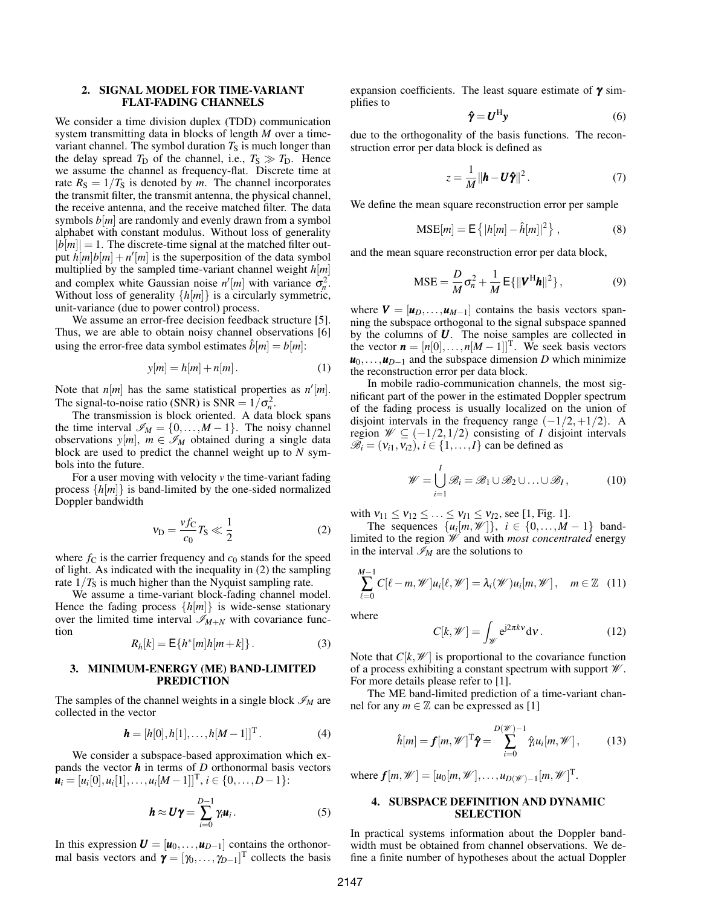## 2. SIGNAL MODEL FOR TIME-VARIANT FLAT-FADING CHANNELS

We consider a time division duplex (TDD) communication system transmitting data in blocks of length $M$ over a time-variant channel. The symbol duration $T_S$ is much longer than the delay spread $T_D$ of the channel, i.e., $T_S \gg T_D$. Hence we assume the channel as frequency-flat. Discrete time at rate $R_S = 1/T_S$ is denoted by $m$. The channel incorporates the transmit filter, the transmit antenna, the physical channel, the receive antenna, and the receive matched filter. The data symbols $b[m]$ are randomly and evenly drawn from a symbol alphabet with constant modulus. Without loss of generality $|b[m]| = 1$. The discrete-time signal at the matched filter output $h[m]b[m] + n'[m]$ is the superposition of the data symbol multiplied by the sampled time-variant channel weight $h[m]$ and complex white Gaussian noise $n'[m]$ with variance $\sigma_n^2$. Without loss of generality $\{h[m]\}$ is a circularly symmetric, unit-variance (due to power control) process.

We assume an error-free decision feedback structure [5]. Thus, we are able to obtain noisy channel observations [6] using the error-free data symbol estimates $\hat{b}[m] = b[m]$:

$$y[m] = h[m] + n[m]. \tag{1}$$

Note that $n[m]$ has the same statistical properties as $n'[m]$. The signal-to-noise ratio (SNR) is $\text{SNR} = 1/\sigma_n^2$.

The transmission is block oriented. A data block spans the time interval $\mathscr{I}_M = \{0, \dots, M-1\}$. The noisy channel observations $y[m]$, $m \in \mathscr{I}_M$ obtained during a single data block are used to predict the channel weight up to $N$ symbols into the future.

For a user moving with velocity $v$ the time-variant fading process $\{h[m]\}$ is band-limited by the one-sided normalized Doppler bandwidth

$$\nu_D = \frac{v f_C}{c_0} T_S \ll \frac{1}{2} \tag{2}$$

where $f_C$ is the carrier frequency and $c_0$ stands for the speed of light. As indicated with the inequality in (2) the sampling rate $1/T_S$ is much higher than the Nyquist sampling rate.

We assume a time-variant block-fading channel model. Hence the fading process $\{h[m]\}$ is wide-sense stationary over the limited time interval $\mathscr{I}_{M+N}$ with covariance function

$$R_h[k] = \mathsf{E}\{h^*[m]h[m+k]\}. \tag{3}$$

## 3. MINIMUM-ENERGY (ME) BAND-LIMITED PREDICTION

The samples of the channel weights in a single block $\mathscr{I}_M$ are collected in the vector

$$\boldsymbol{h} = [h[0], h[1], \dots, h[M-1]]^{\mathrm{T}}. \tag{4}$$

We consider a subspace-based approximation which expands the vector $\boldsymbol{h}$ in terms of $D$ orthonormal basis vectors $\boldsymbol{u}_i = [u_i[0], u_i[1], \dots, u_i[M-1]]^{\mathrm{T}}$, $i \in \{0, \dots, D-1\}$:

$$\boldsymbol{h} \approx \boldsymbol{U}\boldsymbol{\gamma} = \sum_{i=0}^{D-1} \gamma_i \boldsymbol{u}_i. \tag{5}$$

In this expression $\boldsymbol{U} = [\boldsymbol{u}_0, \dots, \boldsymbol{u}_{D-1}]$ contains the orthonormal basis vectors and $\boldsymbol{\gamma} = [\gamma_0, \dots, \gamma_{D-1}]^{\mathrm{T}}$ collects the basis expansion coefficients. The least square estimate of $\boldsymbol{\gamma}$ simplifies to

$$\hat{\boldsymbol{\gamma}} = \boldsymbol{U}^{\mathrm{H}}\boldsymbol{y} \tag{6}$$

due to the orthogonality of the basis functions. The reconstruction error per data block is defined as

$$z = \frac{1}{M}\|\boldsymbol{h} - \boldsymbol{U}\hat{\boldsymbol{\gamma}}\|^2. \tag{7}$$

We define the mean square reconstruction error per sample

$$\text{MSE}[m] = \mathsf{E}\left\{|h[m] - \hat{h}[m]|^2\right\}, \tag{8}$$

and the mean square reconstruction error per data block,

$$\text{MSE} = \frac{D}{M}\sigma_n^2 + \frac{1}{M}\mathsf{E}\{\|\boldsymbol{V}^{\mathrm{H}}\boldsymbol{h}\|^2\}, \tag{9}$$

where $\boldsymbol{V} = [\boldsymbol{u}_D, \dots, \boldsymbol{u}_{M-1}]$ contains the basis vectors spanning the subspace orthogonal to the signal subspace spanned by the columns of $\boldsymbol{U}$. The noise samples are collected in the vector $\boldsymbol{n} = [n[0], \dots, n[M-1]]^{\mathrm{T}}$. We seek basis vectors $\boldsymbol{u}_0, \dots, \boldsymbol{u}_{D-1}$ and the subspace dimension $D$ which minimize the reconstruction error per data block.

In mobile radio-communication channels, the most significant part of the power in the estimated Doppler spectrum of the fading process is usually localized on the union of disjoint intervals in the frequency range $(-1/2, +1/2)$. A region $\mathscr{W} \subseteq (-1/2, 1/2)$ consisting of $I$ disjoint intervals $\mathscr{B}_i = (\nu_{i1}, \nu_{i2})$, $i \in \{1, \dots, I\}$ can be defined as

$$\mathscr{W} = \bigcup_{i=1}^{I} \mathscr{B}_i = \mathscr{B}_1 \cup \mathscr{B}_2 \cup \ldots \cup \mathscr{B}_I, \tag{10}$$

with $\nu_{11} \leq \nu_{12} \leq \ldots \leq \nu_{I1} \leq \nu_{I2}$, see [1, Fig. 1].

The sequences $\{u_i[m, \mathscr{W}]\}$, $i \in \{0, \dots, M-1\}$ band-limited to the region $\mathscr{W}$ and with *most concentrated* energy in the interval $\mathscr{I}_M$ are the solutions to

$$\sum_{\ell=0}^{M-1} C[\ell - m, \mathscr{W}] u_i[\ell, \mathscr{W}] = \lambda_i(\mathscr{W}) u_i[m, \mathscr{W}], \quad m \in \mathbb{Z} \tag{11}$$

where

$$C[k, \mathscr{W}] = \int_{\mathscr{W}} e^{j2\pi k \nu} d\nu. \tag{12}$$

Note that $C[k, \mathscr{W}]$ is proportional to the covariance function of a process exhibiting a constant spectrum with support $\mathscr{W}$. For more details please refer to [1].

The ME band-limited prediction of a time-variant channel for any $m \in \mathbb{Z}$ can be expressed as [1]

$$\hat{h}[m] = \boldsymbol{f}[m, \mathscr{W}]^{\mathrm{T}}\hat{\boldsymbol{\gamma}} = \sum_{i=0}^{D(\mathscr{W})-1} \hat{\gamma}_i u_i[m, \mathscr{W}], \tag{13}$$

where $\boldsymbol{f}[m, \mathscr{W}] = [u_0[m, \mathscr{W}], \dots, u_{D(\mathscr{W})-1}[m, \mathscr{W}]]^{\mathrm{T}}$.

## 4. SUBSPACE DEFINITION AND DYNAMIC SELECTION

In practical systems information about the Doppler bandwidth must be obtained from channel observations. We define a finite number of hypotheses about the actual Doppler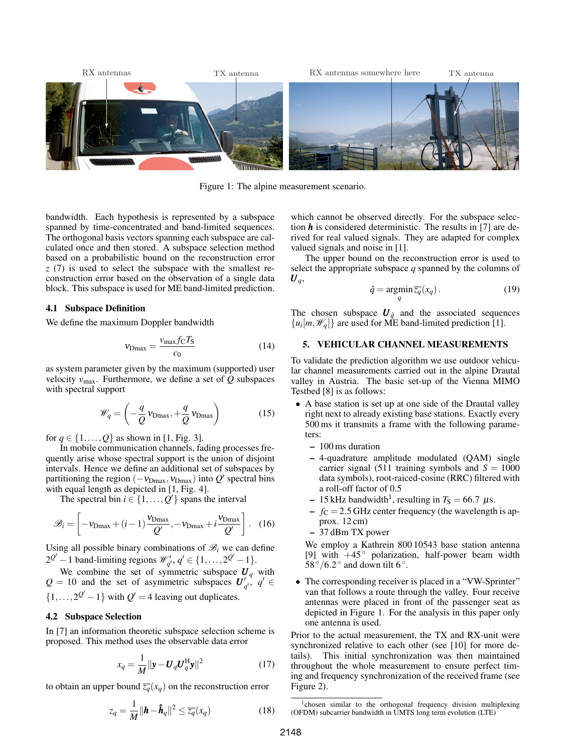RX antennas TX antenna RX antennas somewhere here TX antenna

Figure 1: The alpine measurement scenario.

bandwidth. Each hypothesis is represented by a subspace spanned by time-concentrated and band-limited sequences. The orthogonal basis vectors spanning each subspace are calculated once and then stored. A subspace selection method based on a probabilistic bound on the reconstruction error $z$ (7) is used to select the subspace with the smallest reconstruction error based on the observation of a single data block. This subspace is used for ME band-limited prediction.

### 4.1 Subspace Definition

We define the maximum Doppler bandwidth

$$\nu_{\mathrm{Dmax}} = \frac{v_{\max} f_{\mathrm{C}} T_{\mathrm{S}}}{c_0} \tag{14}$$

as system parameter given by the maximum (supported) user velocity $v_{\max}$. Furthermore, we define a set of $Q$ subspaces with spectral support

$$\mathscr{W}_q = \left(-\frac{q}{Q}\,\nu_{\mathrm{Dmax}}, +\frac{q}{Q}\,\nu_{\mathrm{Dmax}}\right) \tag{15}$$

for $q \in \{1,\ldots,Q\}$ as shown in [1, Fig. 3].

In mobile communication channels, fading processes frequently arise whose spectral support is the union of disjoint intervals. Hence we define an additional set of subspaces by partitioning the region $(-\nu_{\mathrm{Dmax}}, \nu_{\mathrm{Dmax}})$ into $Q'$ spectral bins with equal length as depicted in [1, Fig. 4].

The spectral bin $i \in \{1,\ldots,Q'\}$ spans the interval

$$\mathscr{B}_i = \left[-\nu_{\mathrm{Dmax}} + (i-1)\frac{\nu_{\mathrm{Dmax}}}{Q'}, -\nu_{\mathrm{Dmax}} + i\frac{\nu_{\mathrm{Dmax}}}{Q'}\right]. \tag{16}$$

Using all possible binary combinations of $\mathscr{B}_i$ we can define $2^{Q'}-1$ band-limiting regions $\mathscr{W}'_{q'}$, $q' \in \{1,\ldots,2^{Q'}-1\}$.

We combine the set of symmetric subspace $\boldsymbol{U}_q$ with $Q = 10$ and the set of asymmetric subspaces $\boldsymbol{U}'_{q'}$, $q' \in \{1,\ldots,2^{Q'}-1\}$ with $Q' = 4$ leaving out duplicates.

### 4.2 Subspace Selection

In [7] an information theoretic subspace selection scheme is proposed. This method uses the observable data error

$$x_q = \frac{1}{M}\|\boldsymbol{y} - \boldsymbol{U}_q \boldsymbol{U}_q^{\mathrm{H}} \boldsymbol{y}\|^2 \tag{17}$$

to obtain an upper bound $\overline{z_q}(x_q)$ on the reconstruction error

$$z_q = \frac{1}{M}\|\boldsymbol{h} - \hat{\boldsymbol{h}}_q\|^2 \leq \overline{z_q}(x_q) \tag{18}$$

which cannot be observed directly. For the subspace selection $\boldsymbol{h}$ is considered deterministic. The results in [7] are derived for real valued signals. They are adapted for complex valued signals and noise in [1].

The upper bound on the reconstruction error is used to select the appropriate subspace $q$ spanned by the columns of $\boldsymbol{U}_q$,

$$\hat{q} = \operatorname*{argmin}_{q} \overline{z_q}(x_q)\,. \tag{19}$$

The chosen subspace $\boldsymbol{U}_{\hat{q}}$ and the associated sequences $\{u_i[m, \mathscr{W}_q]\}$ are used for ME band-limited prediction [1].

## 5. VEHICULAR CHANNEL MEASUREMENTS

To validate the prediction algorithm we use outdoor vehicular channel measurements carried out in the alpine Drautal valley in Austria. The basic set-up of the Vienna MIMO Testbed [8] is as follows:

- A base station is set up at one side of the Drautal valley right next to already existing base stations. Exactly every 500 ms it transmits a frame with the following parameters:
  - 100 ms duration
  - 4-quadrature amplitude modulated (QAM) single carrier signal (511 training symbols and $S = 1000$ data symbols), root-raiced-cosine (RRC) filtered with a roll-off factor of 0.5
  - 15 kHz bandwidth[1], resulting in $T_{\mathrm{S}} = 66.7\ \mu$s.
  - $f_{\mathrm{C}} = 2.5$ GHz center frequency (the wavelength is approx. 12 cm)
  - 37 dBm TX power

  We employ a Kathrein 800 10543 base station antenna [9] with $+45^\circ$ polarization, half-power beam width $58^\circ/6.2^\circ$ and down tilt $6^\circ$.

- The corresponding receiver is placed in a "VW-Sprinter" van that follows a route through the valley. Four receive antennas were placed in front of the passenger seat as depicted in Figure 1. For the analysis in this paper only one antenna is used.

Prior to the actual measurement, the TX and RX-unit were synchronized relative to each other (see [10] for more details). This initial synchronization was then maintained throughout the whole measurement to ensure perfect timing and frequency synchronization of the received frame (see Figure 2).

[1] chosen similar to the orthogonal frequency division multiplexing (OFDM) subcarrier bandwidth in UMTS long term evolution (LTE)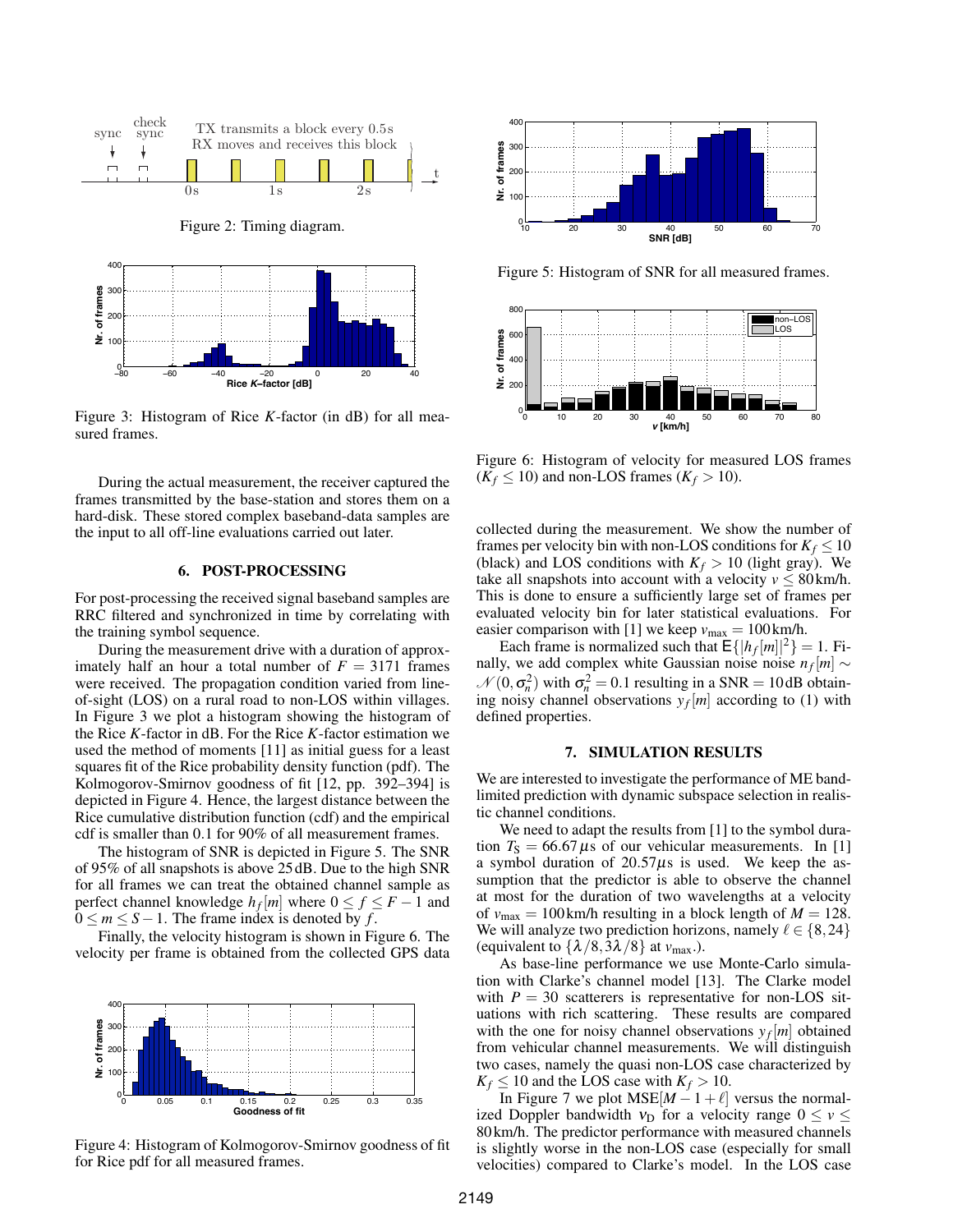Figure 2: Timing diagram.

Figure 3: Histogram of Rice $K$-factor (in dB) for all measured frames.

During the actual measurement, the receiver captured the frames transmitted by the base-station and stores them on a hard-disk. These stored complex baseband-data samples are the input to all off-line evaluations carried out later.

## 6. POST-PROCESSING

For post-processing the received signal baseband samples are RRC filtered and synchronized in time by correlating with the training symbol sequence.

During the measurement drive with a duration of approximately half an hour a total number of $F = 3171$ frames were received. The propagation condition varied from line-of-sight (LOS) on a rural road to non-LOS within villages. In Figure 3 we plot a histogram showing the histogram of the Rice $K$-factor in dB. For the Rice $K$-factor estimation we used the method of moments [11] as initial guess for a least squares fit of the Rice probability density function (pdf). The Kolmogorov-Smirnov goodness of fit [12, pp. 392–394] is depicted in Figure 4. Hence, the largest distance between the Rice cumulative distribution function (cdf) and the empirical cdf is smaller than 0.1 for 90% of all measurement frames.

The histogram of SNR is depicted in Figure 5. The SNR of 95% of all snapshots is above 25 dB. Due to the high SNR for all frames we can treat the obtained channel sample as perfect channel knowledge $h_f[m]$ where $0 \leq f \leq F-1$ and $0 \leq m \leq S-1$. The frame index is denoted by $f$.

Finally, the velocity histogram is shown in Figure 6. The velocity per frame is obtained from the collected GPS data collected during the measurement. We show the number of frames per velocity bin with non-LOS conditions for $K_f \leq 10$ (black) and LOS conditions with $K_f > 10$ (light gray). We take all snapshots into account with a velocity $v \leq 80$ km/h. This is done to ensure a sufficiently large set of frames per evaluated velocity bin for later statistical evaluations. For easier comparison with [1] we keep $v_{\max} = 100$ km/h.

Figure 4: Histogram of Kolmogorov-Smirnov goodness of fit for Rice pdf for all measured frames.

Figure 5: Histogram of SNR for all measured frames.

Figure 6: Histogram of velocity for measured LOS frames ($K_f \leq 10$) and non-LOS frames ($K_f > 10$).

Each frame is normalized such that $\mathsf{E}\{|h_f[m]|^2\} = 1$. Finally, we add complex white Gaussian noise noise $n_f[m] \sim \mathcal{N}(0, \sigma_n^2)$ with $\sigma_n^2 = 0.1$ resulting in a SNR = 10 dB obtaining noisy channel observations $y_f[m]$ according to (1) with defined properties.

## 7. SIMULATION RESULTS

We are interested to investigate the performance of ME band-limited prediction with dynamic subspace selection in realistic channel conditions.

We need to adapt the results from [1] to the symbol duration $T_S = 66.67\,\mu$s of our vehicular measurements. In [1] a symbol duration of $20.57\mu$s is used. We keep the assumption that the predictor is able to observe the channel at most for the duration of two wavelengths at a velocity of $v_{\max} = 100$ km/h resulting in a block length of $M = 128$. We will analyze two prediction horizons, namely $\ell \in \{8, 24\}$ (equivalent to $\{\lambda/8, 3\lambda/8\}$ at $v_{\max}$.).

As base-line performance we use Monte-Carlo simulation with Clarke's channel model [13]. The Clarke model with $P = 30$ scatterers is representative for non-LOS situations with rich scattering. These results are compared with the one for noisy channel observations $y_f[m]$ obtained from vehicular channel measurements. We will distinguish two cases, namely the quasi non-LOS case characterized by $K_f \leq 10$ and the LOS case with $K_f > 10$.

In Figure 7 we plot MSE$[M-1+\ell]$ versus the normalized Doppler bandwidth $\nu_D$ for a velocity range $0 \leq v \leq 80$ km/h. The predictor performance with measured channels is slightly worse in the non-LOS case (especially for small velocities) compared to Clarke's model. In the LOS case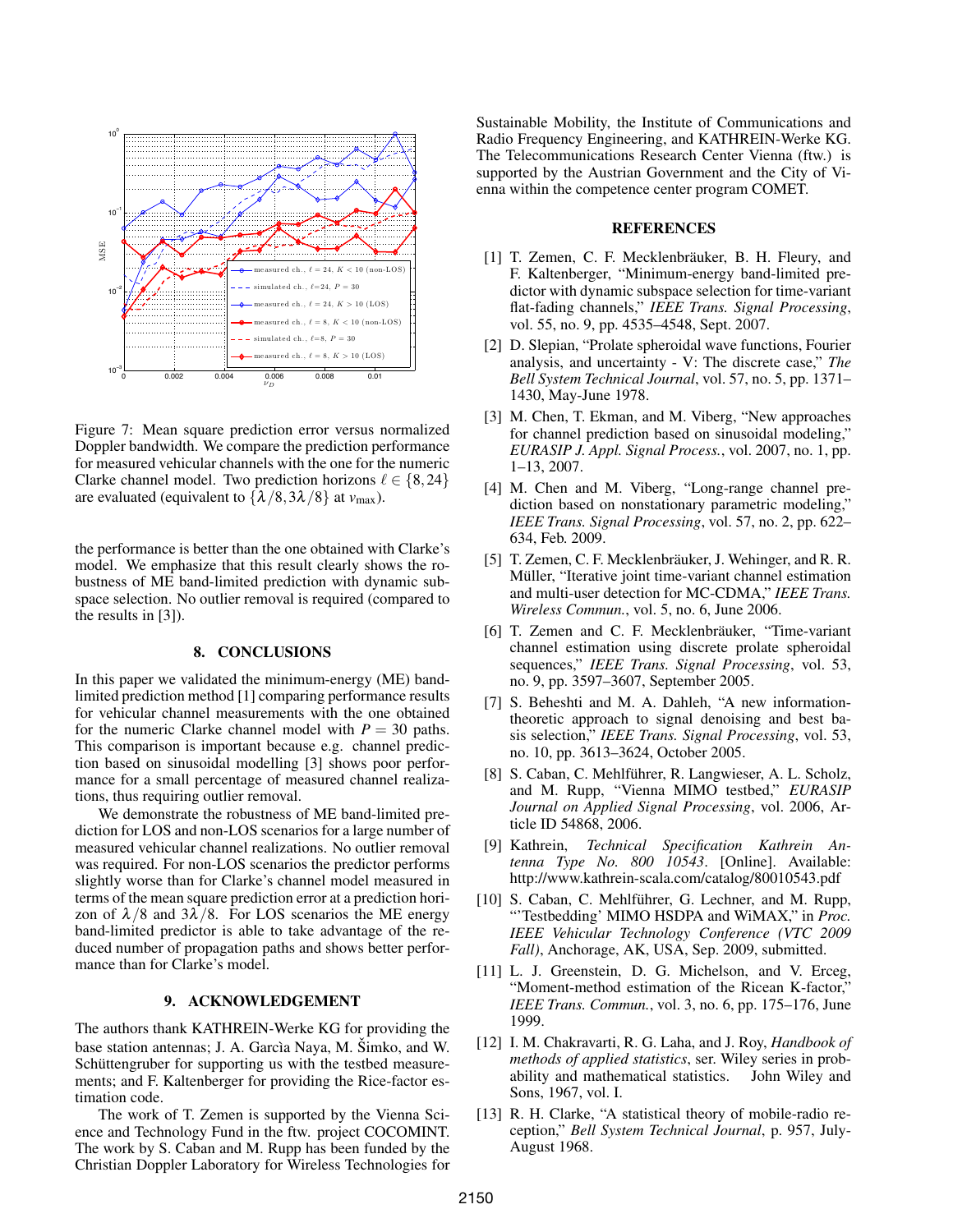10^0

10^-1

10^-2

10^-3

MSE

0 0.002 0.004 0.006 0.008 0.01

$\nu_D$

measured ch., $\ell = 24$, $K < 10$ (non-LOS)
simulated ch., $\ell$=24, $P = 30$
measured ch., $\ell = 24$, $K > 10$ (LOS)
measured ch., $\ell = 8$, $K < 10$ (non-LOS)
simulated ch., $\ell$=8, $P = 30$
measured ch., $\ell = 8$, $K > 10$ (LOS)

Figure 7: Mean square prediction error versus normalized Doppler bandwidth. We compare the prediction performance for measured vehicular channels with the one for the numeric Clarke channel model. Two prediction horizons $\ell \in \{8, 24\}$ are evaluated (equivalent to $\{\lambda/8, 3\lambda/8\}$ at $v_{\max}$).

the performance is better than the one obtained with Clarke's model. We emphasize that this result clearly shows the robustness of ME band-limited prediction with dynamic subspace selection. No outlier removal is required (compared to the results in [3]).

## 8. CONCLUSIONS

In this paper we validated the minimum-energy (ME) band-limited prediction method [1] comparing performance results for vehicular channel measurements with the one obtained for the numeric Clarke channel model with $P = 30$ paths. This comparison is important because e.g. channel prediction based on sinusoidal modelling [3] shows poor performance for a small percentage of measured channel realizations, thus requiring outlier removal.

We demonstrate the robustness of ME band-limited prediction for LOS and non-LOS scenarios for a large number of measured vehicular channel realizations. No outlier removal was required. For non-LOS scenarios the predictor performs slightly worse than for Clarke's channel model measured in terms of the mean square prediction error at a prediction horizon of $\lambda/8$ and $3\lambda/8$. For LOS scenarios the ME energy band-limited predictor is able to take advantage of the reduced number of propagation paths and shows better performance than for Clarke's model.

## 9. ACKNOWLEDGEMENT

The authors thank KATHREIN-Werke KG for providing the base station antennas; J. A. Garcìa Naya, M. Šimko, and W. Schüttengruber for supporting us with the testbed measurements; and F. Kaltenberger for providing the Rice-factor estimation code.

The work of T. Zemen is supported by the Vienna Science and Technology Fund in the ftw. project COCOMINT. The work by S. Caban and M. Rupp has been funded by the Christian Doppler Laboratory for Wireless Technologies for Sustainable Mobility, the Institute of Communications and Radio Frequency Engineering, and KATHREIN-Werke KG. The Telecommunications Research Center Vienna (ftw.) is supported by the Austrian Government and the City of Vienna within the competence center program COMET.

## REFERENCES

[1] T. Zemen, C. F. Mecklenbräuker, B. H. Fleury, and F. Kaltenberger, "Minimum-energy band-limited predictor with dynamic subspace selection for time-variant flat-fading channels," *IEEE Trans. Signal Processing*, vol. 55, no. 9, pp. 4535–4548, Sept. 2007.

[2] D. Slepian, "Prolate spheroidal wave functions, Fourier analysis, and uncertainty - V: The discrete case," *The Bell System Technical Journal*, vol. 57, no. 5, pp. 1371–1430, May-June 1978.

[3] M. Chen, T. Ekman, and M. Viberg, "New approaches for channel prediction based on sinusoidal modeling," *EURASIP J. Appl. Signal Process.*, vol. 2007, no. 1, pp. 1–13, 2007.

[4] M. Chen and M. Viberg, "Long-range channel prediction based on nonstationary parametric modeling," *IEEE Trans. Signal Processing*, vol. 57, no. 2, pp. 622–634, Feb. 2009.

[5] T. Zemen, C. F. Mecklenbräuker, J. Wehinger, and R. R. Müller, "Iterative joint time-variant channel estimation and multi-user detection for MC-CDMA," *IEEE Trans. Wireless Commun.*, vol. 5, no. 6, June 2006.

[6] T. Zemen and C. F. Mecklenbräuker, "Time-variant channel estimation using discrete prolate spheroidal sequences," *IEEE Trans. Signal Processing*, vol. 53, no. 9, pp. 3597–3607, September 2005.

[7] S. Beheshti and M. A. Dahleh, "A new information-theoretic approach to signal denoising and best basis selection," *IEEE Trans. Signal Processing*, vol. 53, no. 10, pp. 3613–3624, October 2005.

[8] S. Caban, C. Mehlführer, R. Langwieser, A. L. Scholz, and M. Rupp, "Vienna MIMO testbed," *EURASIP Journal on Applied Signal Processing*, vol. 2006, Article ID 54868, 2006.

[9] Kathrein, *Technical Specification Kathrein Antenna Type No. 800 10543*. [Online]. Available: http://www.kathrein-scala.com/catalog/80010543.pdf

[10] S. Caban, C. Mehlführer, G. Lechner, and M. Rupp, "'Testbedding' MIMO HSDPA and WiMAX," in *Proc. IEEE Vehicular Technology Conference (VTC 2009 Fall)*, Anchorage, AK, USA, Sep. 2009, submitted.

[11] L. J. Greenstein, D. G. Michelson, and V. Erceg, "Moment-method estimation of the Ricean K-factor," *IEEE Trans. Commun.*, vol. 3, no. 6, pp. 175–176, June 1999.

[12] I. M. Chakravarti, R. G. Laha, and J. Roy, *Handbook of methods of applied statistics*, ser. Wiley series in probability and mathematical statistics. John Wiley and Sons, 1967, vol. I.

[13] R. H. Clarke, "A statistical theory of mobile-radio reception," *Bell System Technical Journal*, p. 957, July-August 1968.